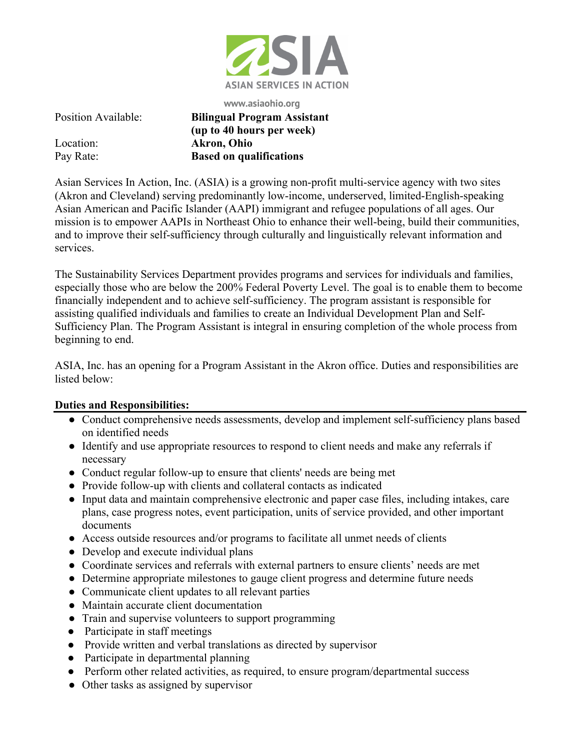ASIA

ASIAN SERVICES IN ACTION

www.asiaohio.org

| | |
|---|---|
| Position Available: | **Bilingual Program Assistant (up to 40 hours per week)** |
| Location: | **Akron, Ohio** |
| Pay Rate: | **Based on qualifications** |

Asian Services In Action, Inc. (ASIA) is a growing non-profit multi-service agency with two sites (Akron and Cleveland) serving predominantly low-income, underserved, limited-English-speaking Asian American and Pacific Islander (AAPI) immigrant and refugee populations of all ages. Our mission is to empower AAPIs in Northeast Ohio to enhance their well-being, build their communities, and to improve their self-sufficiency through culturally and linguistically relevant information and services.

The Sustainability Services Department provides programs and services for individuals and families, especially those who are below the 200% Federal Poverty Level. The goal is to enable them to become financially independent and to achieve self-sufficiency. The program assistant is responsible for assisting qualified individuals and families to create an Individual Development Plan and Self-Sufficiency Plan. The Program Assistant is integral in ensuring completion of the whole process from beginning to end.

ASIA, Inc. has an opening for a Program Assistant in the Akron office. Duties and responsibilities are listed below:

**Duties and Responsibilities:**

- Conduct comprehensive needs assessments, develop and implement self-sufficiency plans based on identified needs
- Identify and use appropriate resources to respond to client needs and make any referrals if necessary
- Conduct regular follow-up to ensure that clients' needs are being met
- Provide follow-up with clients and collateral contacts as indicated
- Input data and maintain comprehensive electronic and paper case files, including intakes, care plans, case progress notes, event participation, units of service provided, and other important documents
- Access outside resources and/or programs to facilitate all unmet needs of clients
- Develop and execute individual plans
- Coordinate services and referrals with external partners to ensure clients' needs are met
- Determine appropriate milestones to gauge client progress and determine future needs
- Communicate client updates to all relevant parties
- Maintain accurate client documentation
- Train and supervise volunteers to support programming
- Participate in staff meetings
- Provide written and verbal translations as directed by supervisor
- Participate in departmental planning
- Perform other related activities, as required, to ensure program/departmental success
- Other tasks as assigned by supervisor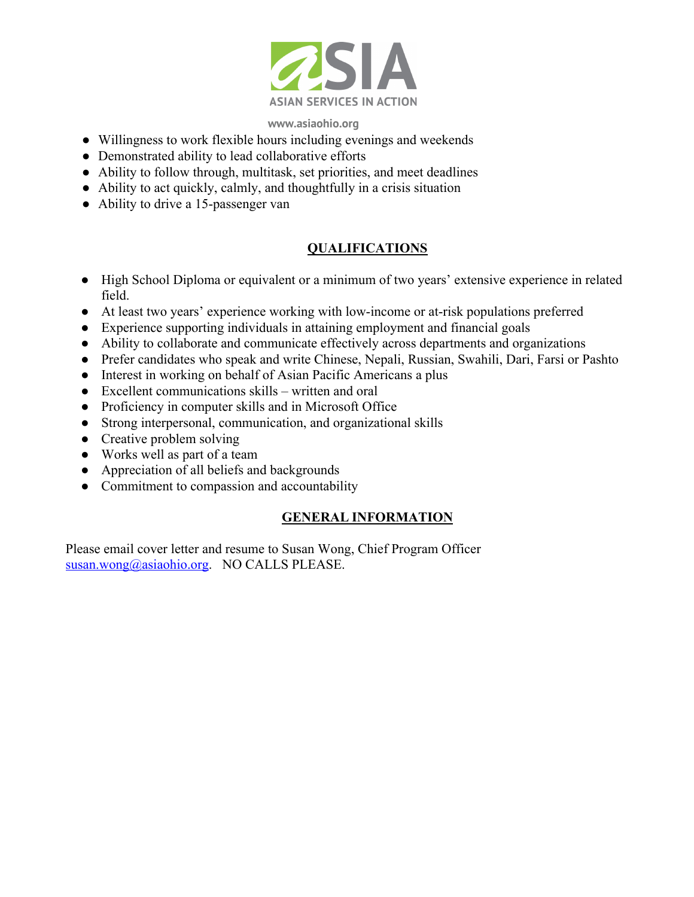- Willingness to work flexible hours including evenings and weekends
- Demonstrated ability to lead collaborative efforts
- Ability to follow through, multitask, set priorities, and meet deadlines
- Ability to act quickly, calmly, and thoughtfully in a crisis situation
- Ability to drive a 15-passenger van

## QUALIFICATIONS

- High School Diploma or equivalent or a minimum of two years' extensive experience in related field.
- At least two years' experience working with low-income or at-risk populations preferred
- Experience supporting individuals in attaining employment and financial goals
- Ability to collaborate and communicate effectively across departments and organizations
- Prefer candidates who speak and write Chinese, Nepali, Russian, Swahili, Dari, Farsi or Pashto
- Interest in working on behalf of Asian Pacific Americans a plus
- Excellent communications skills – written and oral
- Proficiency in computer skills and in Microsoft Office
- Strong interpersonal, communication, and organizational skills
- Creative problem solving
- Works well as part of a team
- Appreciation of all beliefs and backgrounds
- Commitment to compassion and accountability

## GENERAL INFORMATION

Please email cover letter and resume to Susan Wong, Chief Program Officer susan.wong@asiaohio.org. NO CALLS PLEASE.